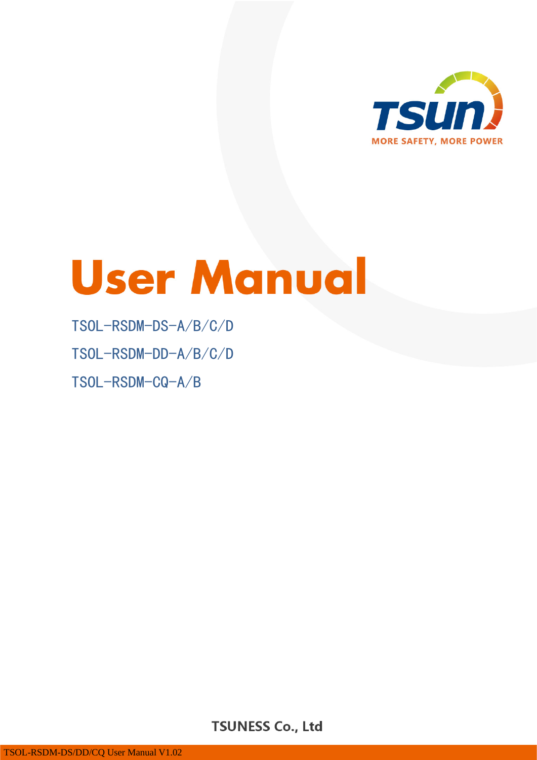TSUN

MORE SAFETY, MORE POWER

# User Manual

TSOL-RSDM-DS-A/B/C/D

TSOL-RSDM-DD-A/B/C/D

TSOL-RSDM-CQ-A/B

**TSUNESS Co., Ltd**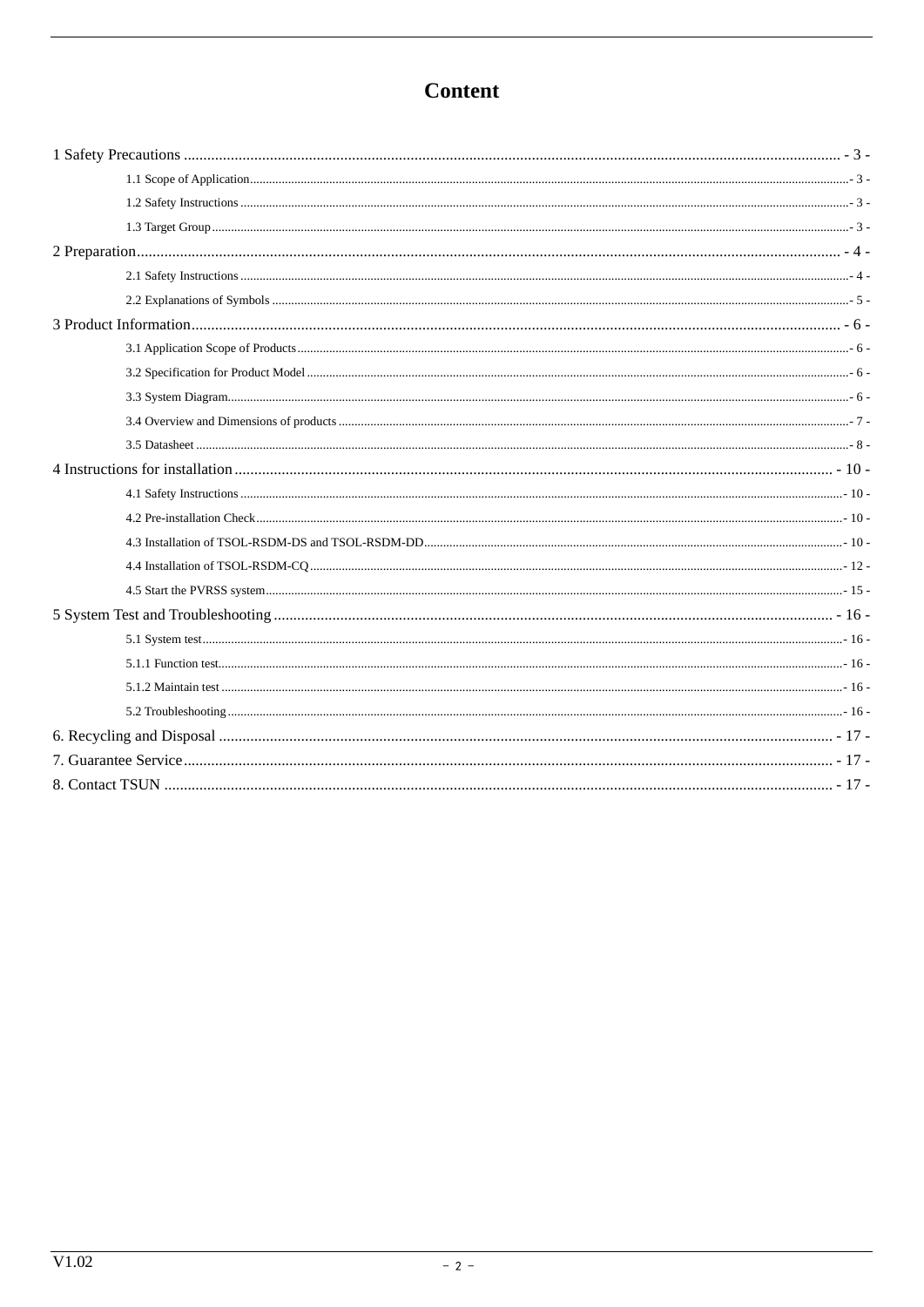# Content

1 Safety Precautions ............................................................ - 3 -

- 1.1 Scope of Application ............................................................ - 3 -
- 1.2 Safety Instructions ............................................................ - 3 -
- 1.3 Target Group ............................................................ - 3 -

2 Preparation ............................................................ - 4 -

- 2.1 Safety Instructions ............................................................ - 4 -
- 2.2 Explanations of Symbols ............................................................ - 5 -

3 Product Information ............................................................ - 6 -

- 3.1 Application Scope of Products ............................................................ - 6 -
- 3.2 Specification for Product Model ............................................................ - 6 -
- 3.3 System Diagram ............................................................ - 6 -
- 3.4 Overview and Dimensions of products ............................................................ - 7 -
- 3.5 Datasheet ............................................................ - 8 -

4 Instructions for installation ............................................................ - 10 -

- 4.1 Safety Instructions ............................................................ - 10 -
- 4.2 Pre-installation Check ............................................................ - 10 -
- 4.3 Installation of TSOL-RSDM-DS and TSOL-RSDM-DD ............................................................ - 10 -
- 4.4 Installation of TSOL-RSDM-CQ ............................................................ - 12 -
- 4.5 Start the PVRSS system ............................................................ - 15 -

5 System Test and Troubleshooting ............................................................ - 16 -

- 5.1 System test ............................................................ - 16 -
- 5.1.1 Function test ............................................................ - 16 -
- 5.1.2 Maintain test ............................................................ - 16 -
- 5.2 Troubleshooting ............................................................ - 16 -

6. Recycling and Disposal ............................................................ - 17 -

7. Guarantee Service ............................................................ - 17 -

8. Contact TSUN ............................................................ - 17 -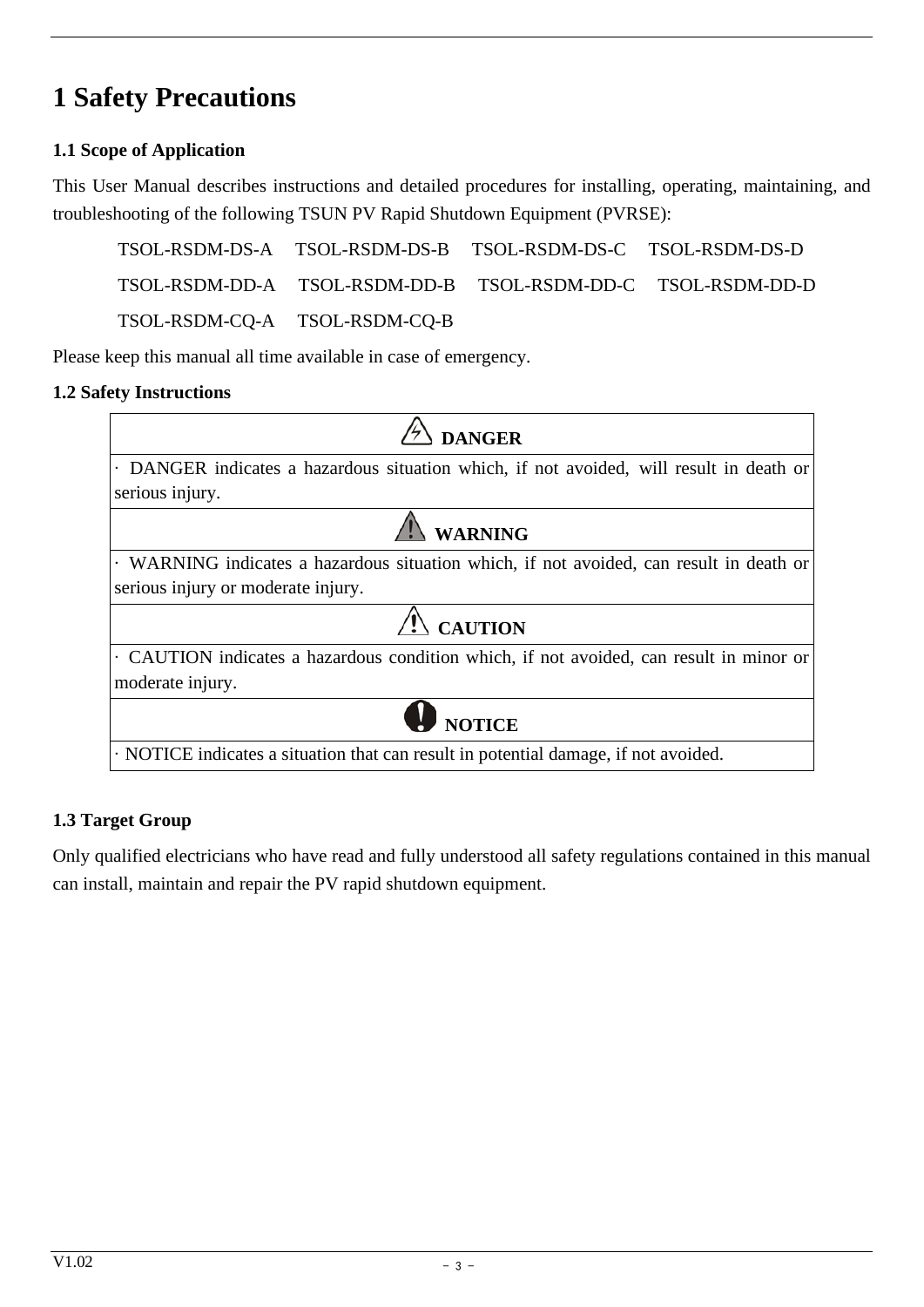# 1 Safety Precautions

## 1.1 Scope of Application

This User Manual describes instructions and detailed procedures for installing, operating, maintaining, and troubleshooting of the following TSUN PV Rapid Shutdown Equipment (PVRSE):

TSOL-RSDM-DS-A TSOL-RSDM-DS-B TSOL-RSDM-DS-C TSOL-RSDM-DS-D

TSOL-RSDM-DD-A TSOL-RSDM-DD-B TSOL-RSDM-DD-C TSOL-RSDM-DD-D

TSOL-RSDM-CQ-A TSOL-RSDM-CQ-B

Please keep this manual all time available in case of emergency.

## 1.2 Safety Instructions

| DANGER |
|---|
| · DANGER indicates a hazardous situation which, if not avoided, will result in death or serious injury. |
| **WARNING** |
| · WARNING indicates a hazardous situation which, if not avoided, can result in death or serious injury or moderate injury. |
| **CAUTION** |
| · CAUTION indicates a hazardous condition which, if not avoided, can result in minor or moderate injury. |
| **NOTICE** |
| · NOTICE indicates a situation that can result in potential damage, if not avoided. |

## 1.3 Target Group

Only qualified electricians who have read and fully understood all safety regulations contained in this manual can install, maintain and repair the PV rapid shutdown equipment.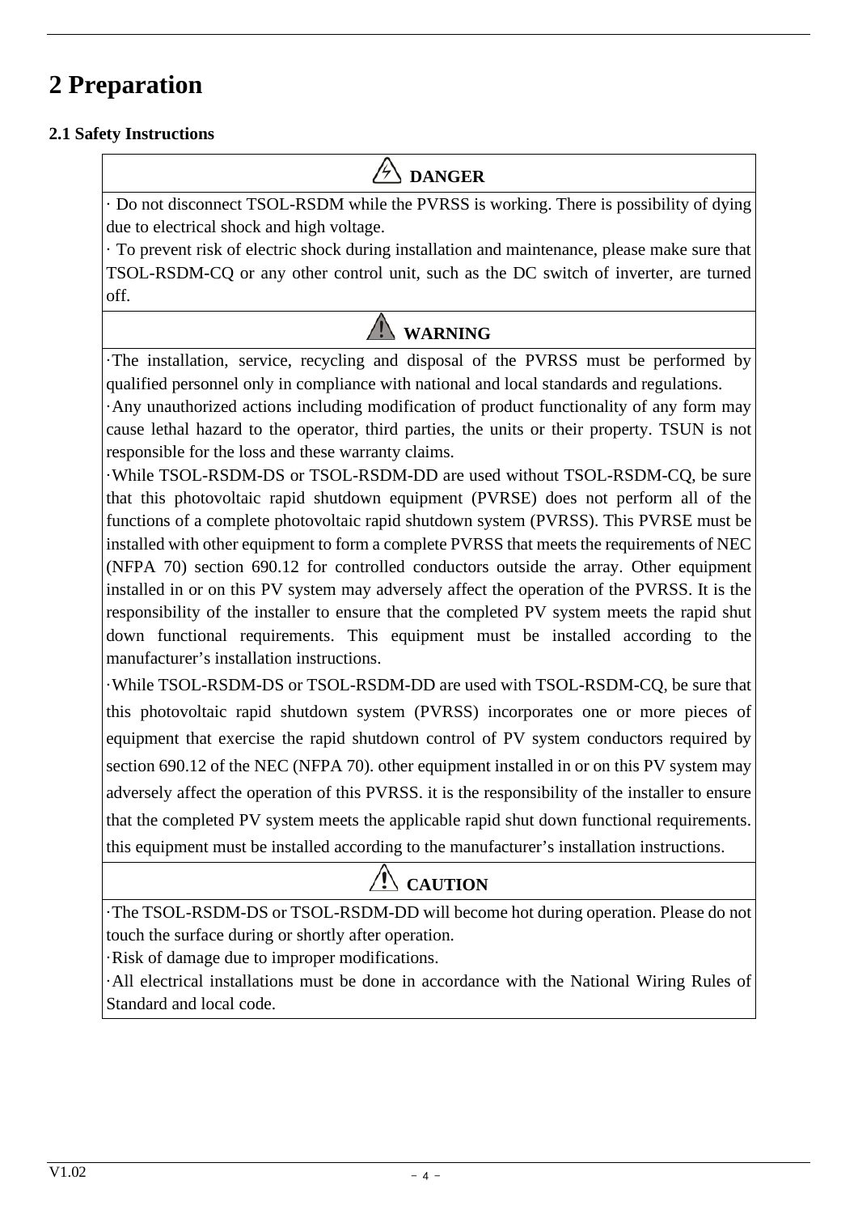# 2 Preparation

## 2.1 Safety Instructions

| DANGER |
|---|
| · Do not disconnect TSOL-RSDM while the PVRSS is working. There is possibility of dying due to electrical shock and high voltage.<br>· To prevent risk of electric shock during installation and maintenance, please make sure that TSOL-RSDM-CQ or any other control unit, such as the DC switch of inverter, are turned off. |
| **WARNING** |
| ·The installation, service, recycling and disposal of the PVRSS must be performed by qualified personnel only in compliance with national and local standards and regulations.<br>·Any unauthorized actions including modification of product functionality of any form may cause lethal hazard to the operator, third parties, the units or their property. TSUN is not responsible for the loss and these warranty claims.<br>·While TSOL-RSDM-DS or TSOL-RSDM-DD are used without TSOL-RSDM-CQ, be sure that this photovoltaic rapid shutdown equipment (PVRSE) does not perform all of the functions of a complete photovoltaic rapid shutdown system (PVRSS). This PVRSE must be installed with other equipment to form a complete PVRSS that meets the requirements of NEC (NFPA 70) section 690.12 for controlled conductors outside the array. Other equipment installed in or on this PV system may adversely affect the operation of the PVRSS. It is the responsibility of the installer to ensure that the completed PV system meets the rapid shut down functional requirements. This equipment must be installed according to the manufacturer's installation instructions.<br>·While TSOL-RSDM-DS or TSOL-RSDM-DD are used with TSOL-RSDM-CQ, be sure that this photovoltaic rapid shutdown system (PVRSS) incorporates one or more pieces of equipment that exercise the rapid shutdown control of PV system conductors required by section 690.12 of the NEC (NFPA 70). other equipment installed in or on this PV system may adversely affect the operation of this PVRSS. it is the responsibility of the installer to ensure that the completed PV system meets the applicable rapid shut down functional requirements. this equipment must be installed according to the manufacturer's installation instructions. |
| **CAUTION** |
| ·The TSOL-RSDM-DS or TSOL-RSDM-DD will become hot during operation. Please do not touch the surface during or shortly after operation.<br>·Risk of damage due to improper modifications.<br>·All electrical installations must be done in accordance with the National Wiring Rules of Standard and local code. |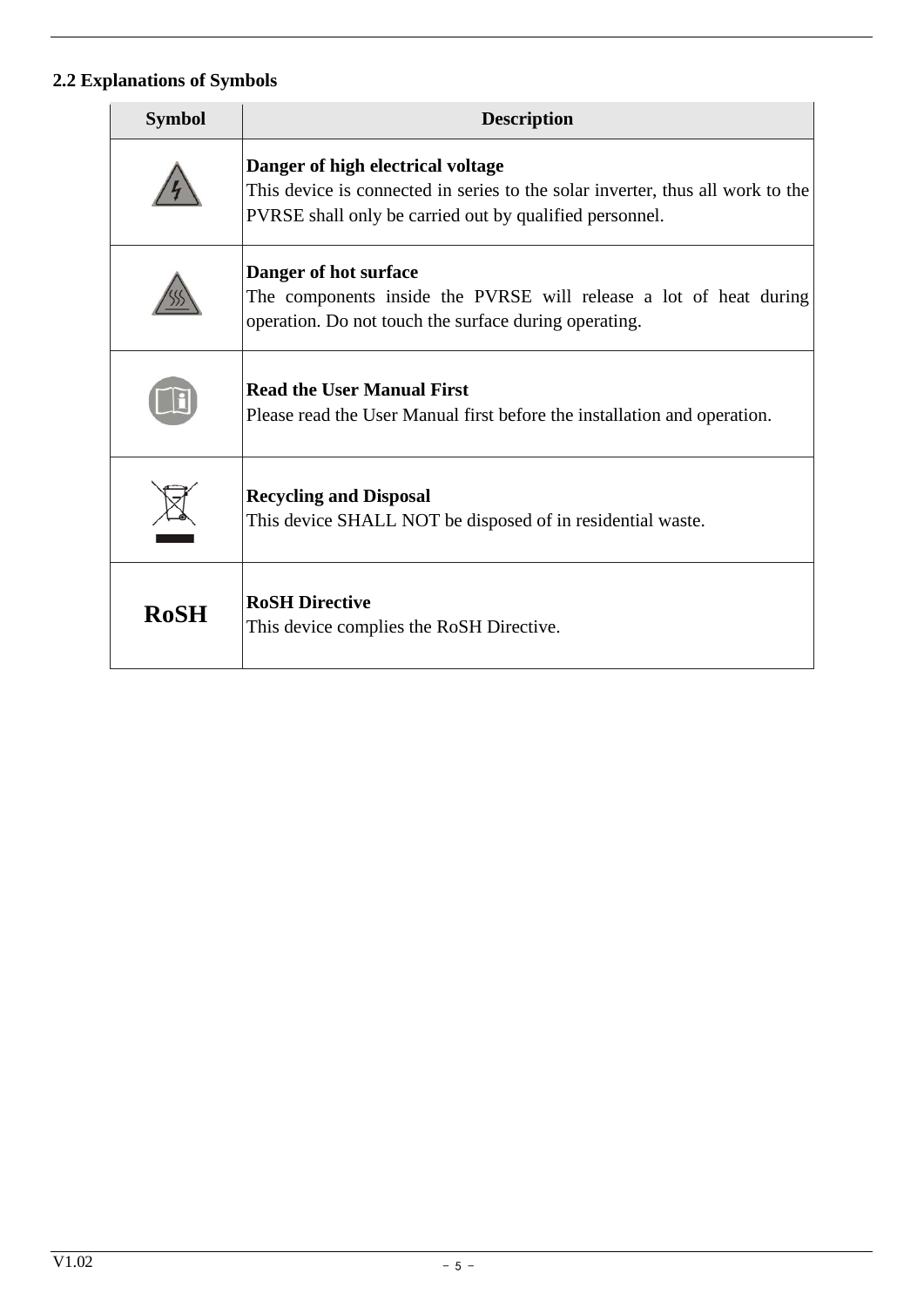## 2.2 Explanations of Symbols

| Symbol | Description |
|---|---|
| | **Danger of high electrical voltage**<br>This device is connected in series to the solar inverter, thus all work to the PVRSE shall only be carried out by qualified personnel. |
| | **Danger of hot surface**<br>The components inside the PVRSE will release a lot of heat during operation. Do not touch the surface during operating. |
| | **Read the User Manual First**<br>Please read the User Manual first before the installation and operation. |
| | **Recycling and Disposal**<br>This device SHALL NOT be disposed of in residential waste. |
| **RoSH** | **RoSH Directive**<br>This device complies the RoSH Directive. |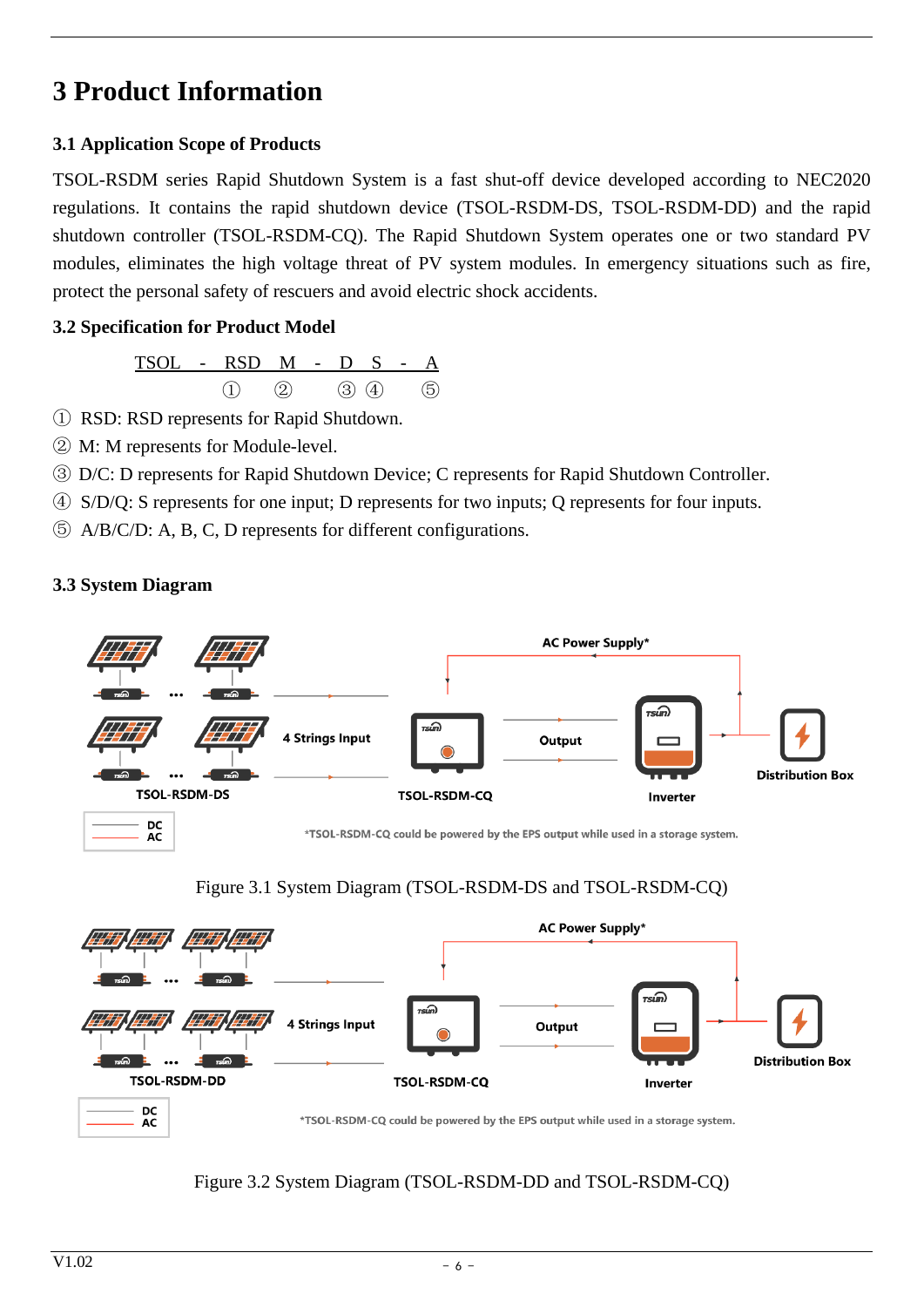# 3 Product Information

## 3.1 Application Scope of Products

TSOL-RSDM series Rapid Shutdown System is a fast shut-off device developed according to NEC2020 regulations. It contains the rapid shutdown device (TSOL-RSDM-DS, TSOL-RSDM-DD) and the rapid shutdown controller (TSOL-RSDM-CQ). The Rapid Shutdown System operates one or two standard PV modules, eliminates the high voltage threat of PV system modules. In emergency situations such as fire, protect the personal safety of rescuers and avoid electric shock accidents.

## 3.2 Specification for Product Model

TSOL - RSD M - D S - A
①  ②  ③ ④  ⑤

① RSD: RSD represents for Rapid Shutdown.

② M: M represents for Module-level.

③ D/C: D represents for Rapid Shutdown Device; C represents for Rapid Shutdown Controller.

④ S/D/Q: S represents for one input; D represents for two inputs; Q represents for four inputs.

⑤ A/B/C/D: A, B, C, D represents for different configurations.

## 3.3 System Diagram

AC Power Supply*

4 Strings Input

Output

TSOL-RSDM-DS

TSOL-RSDM-CQ

Inverter

Distribution Box

DC
AC

*TSOL-RSDM-CQ could be powered by the EPS output while used in a storage system.

Figure 3.1 System Diagram (TSOL-RSDM-DS and TSOL-RSDM-CQ)

AC Power Supply*

4 Strings Input

Output

TSOL-RSDM-DD

TSOL-RSDM-CQ

Inverter

Distribution Box

DC
AC

*TSOL-RSDM-CQ could be powered by the EPS output while used in a storage system.

Figure 3.2 System Diagram (TSOL-RSDM-DD and TSOL-RSDM-CQ)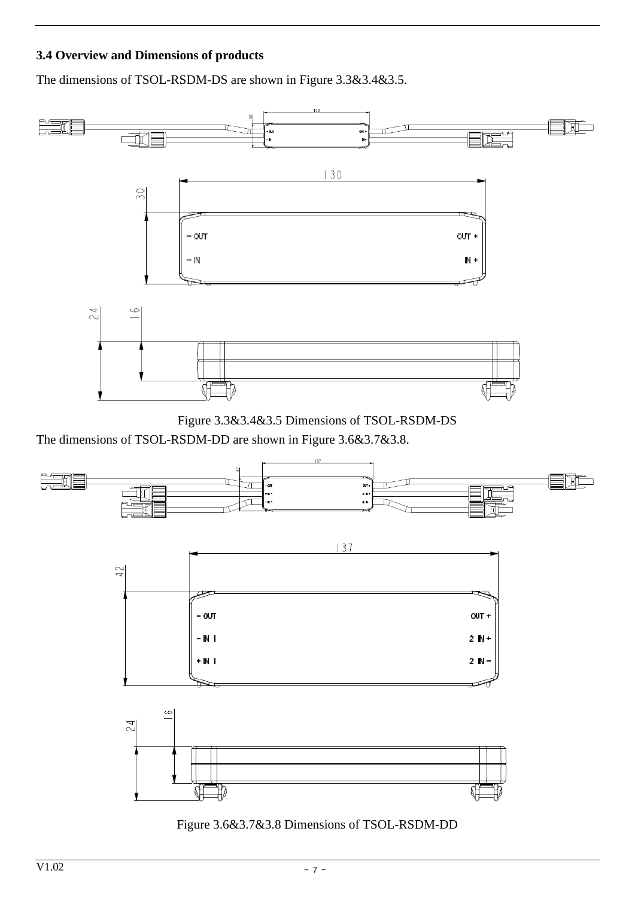### 3.4 Overview and Dimensions of products

The dimensions of TSOL-RSDM-DS are shown in Figure 3.3&3.4&3.5.

Figure 3.3&3.4&3.5 Dimensions of TSOL-RSDM-DS

The dimensions of TSOL-RSDM-DD are shown in Figure 3.6&3.7&3.8.

Figure 3.6&3.7&3.8 Dimensions of TSOL-RSDM-DD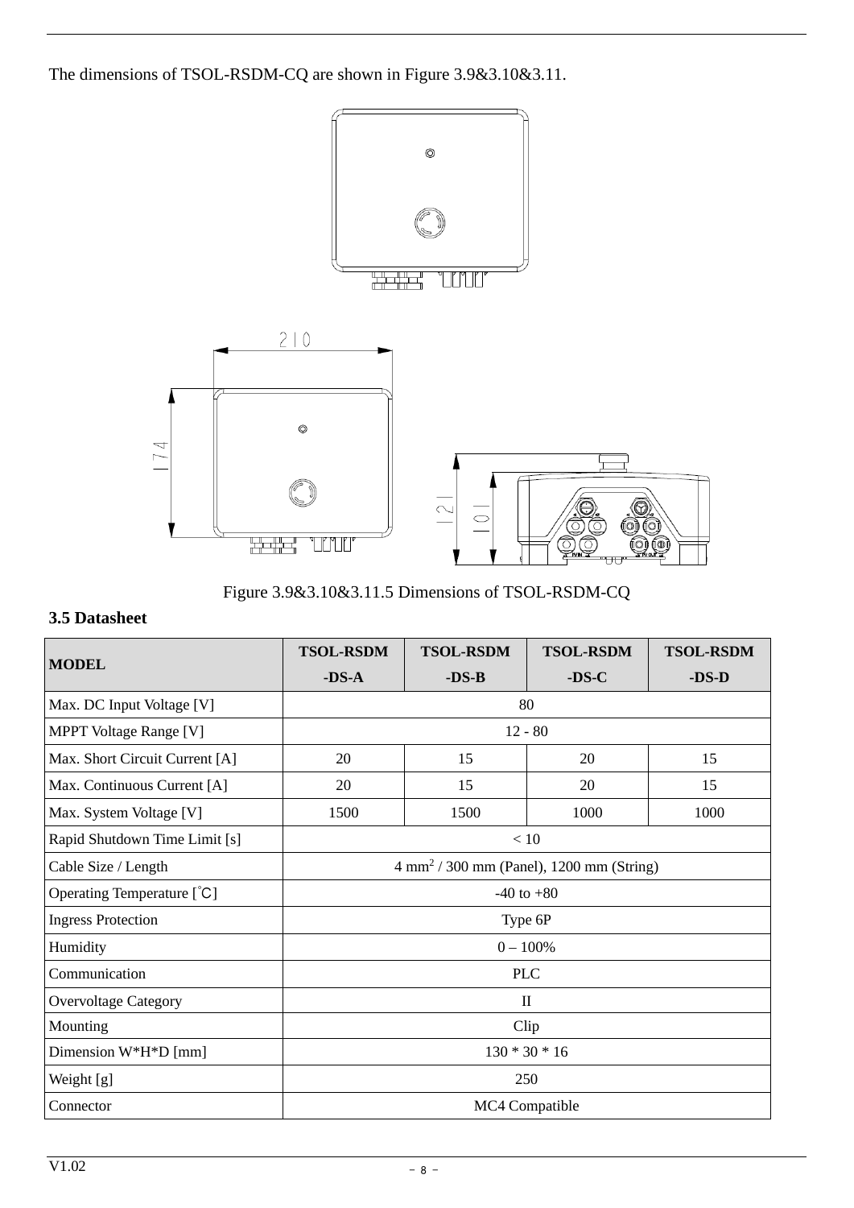The dimensions of TSOL-RSDM-CQ are shown in Figure 3.9&3.10&3.11.

Figure 3.9&3.10&3.11.5 Dimensions of TSOL-RSDM-CQ

### 3.5 Datasheet

| MODEL | TSOL-RSDM -DS-A | TSOL-RSDM -DS-B | TSOL-RSDM -DS-C | TSOL-RSDM -DS-D |
|---|---|---|---|---|
| Max. DC Input Voltage [V] | 80 | | | |
| MPPT Voltage Range [V] | 12 - 80 | | | |
| Max. Short Circuit Current [A] | 20 | 15 | 20 | 15 |
| Max. Continuous Current [A] | 20 | 15 | 20 | 15 |
| Max. System Voltage [V] | 1500 | 1500 | 1000 | 1000 |
| Rapid Shutdown Time Limit [s] | < 10 | | | |
| Cable Size / Length | 4 $mm^2$ / 300 mm (Panel), 1200 mm (String) | | | |
| Operating Temperature [°C] | -40 to +80 | | | |
| Ingress Protection | Type 6P | | | |
| Humidity | 0 – 100% | | | |
| Communication | PLC | | | |
| Overvoltage Category | II | | | |
| Mounting | Clip | | | |
| Dimension W*H*D [mm] | 130 * 30 * 16 | | | |
| Weight [g] | 250 | | | |
| Connector | MC4 Compatible | | | |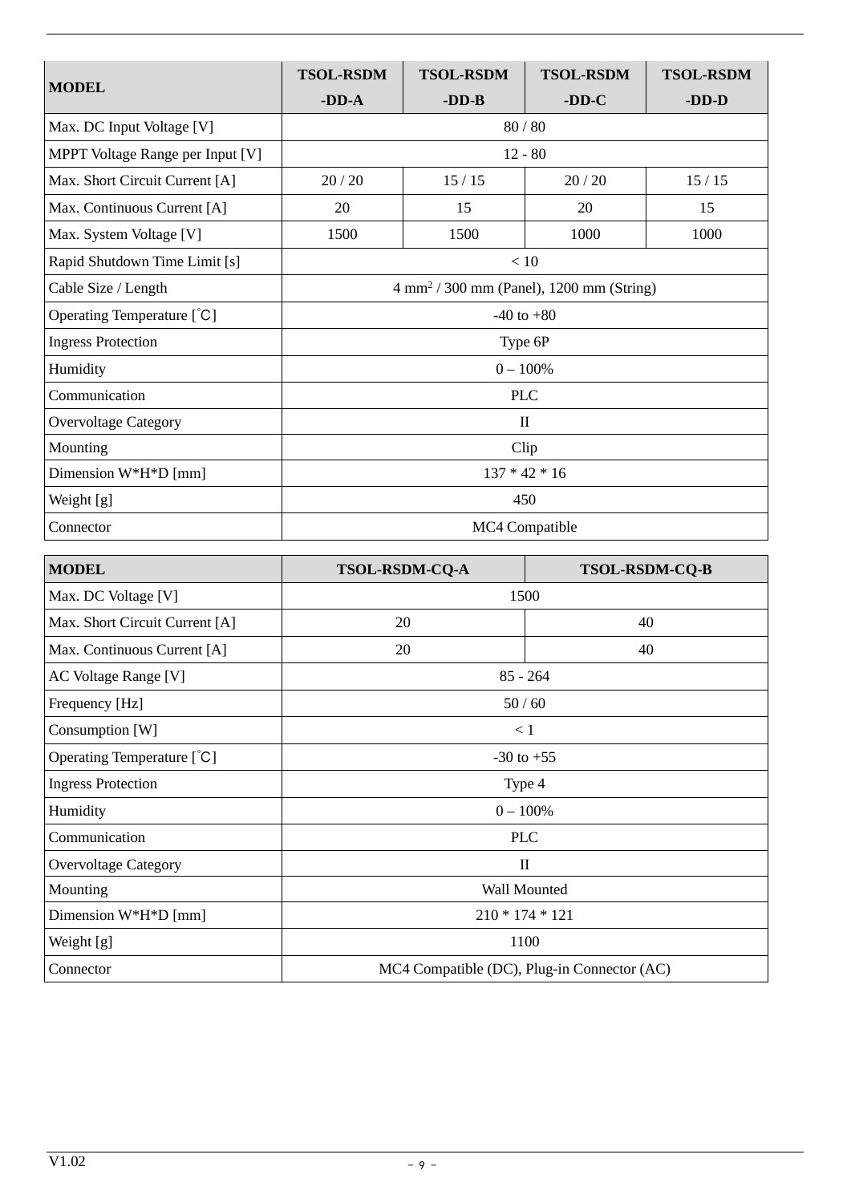| MODEL | TSOL-RSDM -DD-A | TSOL-RSDM -DD-B | TSOL-RSDM -DD-C | TSOL-RSDM -DD-D |
|---|---|---|---|---|
| Max. DC Input Voltage [V] | 80 / 80 | | | |
| MPPT Voltage Range per Input [V] | 12 - 80 | | | |
| Max. Short Circuit Current [A] | 20 / 20 | 15 / 15 | 20 / 20 | 15 / 15 |
| Max. Continuous Current [A] | 20 | 15 | 20 | 15 |
| Max. System Voltage [V] | 1500 | 1500 | 1000 | 1000 |
| Rapid Shutdown Time Limit [s] | < 10 | | | |
| Cable Size / Length | 4 $mm^2$ / 300 mm (Panel), 1200 mm (String) | | | |
| Operating Temperature [°C] | -40 to +80 | | | |
| Ingress Protection | Type 6P | | | |
| Humidity | 0 – 100% | | | |
| Communication | PLC | | | |
| Overvoltage Category | II | | | |
| Mounting | Clip | | | |
| Dimension W*H*D [mm] | 137 * 42 * 16 | | | |
| Weight [g] | 450 | | | |
| Connector | MC4 Compatible | | | |

| MODEL | TSOL-RSDM-CQ-A | TSOL-RSDM-CQ-B |
|---|---|---|
| Max. DC Voltage [V] | 1500 | |
| Max. Short Circuit Current [A] | 20 | 40 |
| Max. Continuous Current [A] | 20 | 40 |
| AC Voltage Range [V] | 85 - 264 | |
| Frequency [Hz] | 50 / 60 | |
| Consumption [W] | < 1 | |
| Operating Temperature [°C] | -30 to +55 | |
| Ingress Protection | Type 4 | |
| Humidity | 0 – 100% | |
| Communication | PLC | |
| Overvoltage Category | II | |
| Mounting | Wall Mounted | |
| Dimension W*H*D [mm] | 210 * 174 * 121 | |
| Weight [g] | 1100 | |
| Connector | MC4 Compatible (DC), Plug-in Connector (AC) | |

V1.02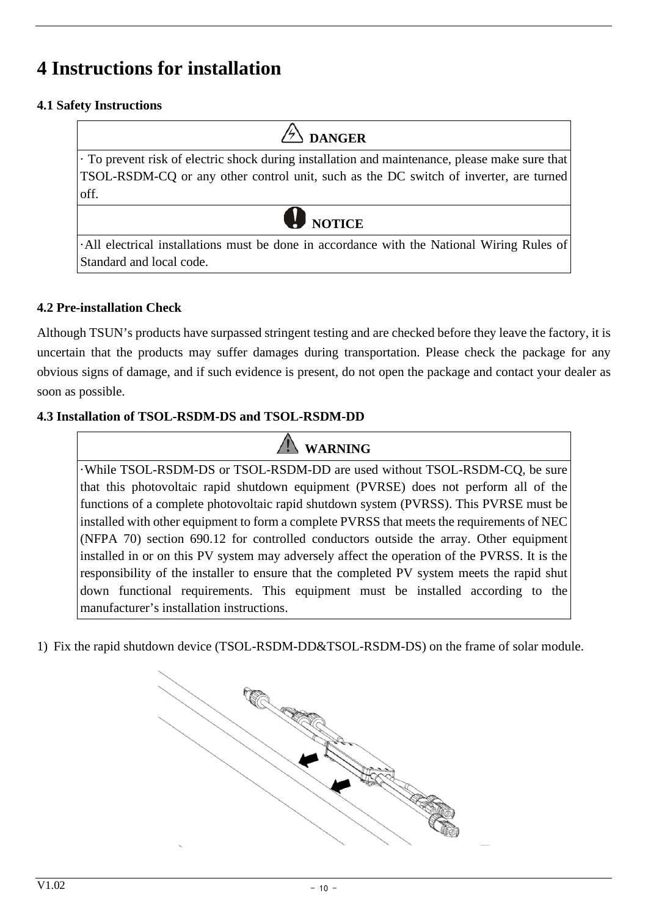# 4 Instructions for installation

### 4.1 Safety Instructions

| DANGER |
|---|
| · To prevent risk of electric shock during installation and maintenance, please make sure that TSOL-RSDM-CQ or any other control unit, such as the DC switch of inverter, are turned off. |

| NOTICE |
|---|
| ·All electrical installations must be done in accordance with the National Wiring Rules of Standard and local code. |

### 4.2 Pre-installation Check

Although TSUN's products have surpassed stringent testing and are checked before they leave the factory, it is uncertain that the products may suffer damages during transportation. Please check the package for any obvious signs of damage, and if such evidence is present, do not open the package and contact your dealer as soon as possible.

### 4.3 Installation of TSOL-RSDM-DS and TSOL-RSDM-DD

| WARNING |
|---|
| ·While TSOL-RSDM-DS or TSOL-RSDM-DD are used without TSOL-RSDM-CQ, be sure that this photovoltaic rapid shutdown equipment (PVRSE) does not perform all of the functions of a complete photovoltaic rapid shutdown system (PVRSS). This PVRSE must be installed with other equipment to form a complete PVRSS that meets the requirements of NEC (NFPA 70) section 690.12 for controlled conductors outside the array. Other equipment installed in or on this PV system may adversely affect the operation of the PVRSS. It is the responsibility of the installer to ensure that the completed PV system meets the rapid shut down functional requirements. This equipment must be installed according to the manufacturer's installation instructions. |

1) Fix the rapid shutdown device (TSOL-RSDM-DD&TSOL-RSDM-DS) on the frame of solar module.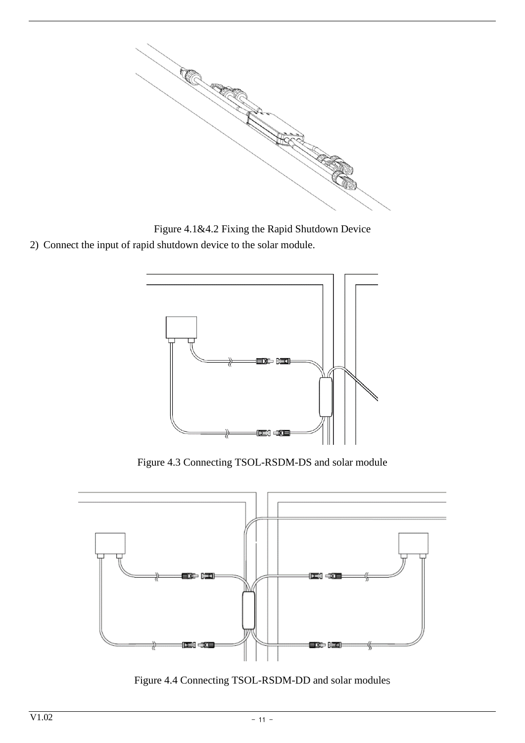Figure 4.1&4.2 Fixing the Rapid Shutdown Device

2) Connect the input of rapid shutdown device to the solar module.

Figure 4.3 Connecting TSOL-RSDM-DS and solar module

Figure 4.4 Connecting TSOL-RSDM-DD and solar modules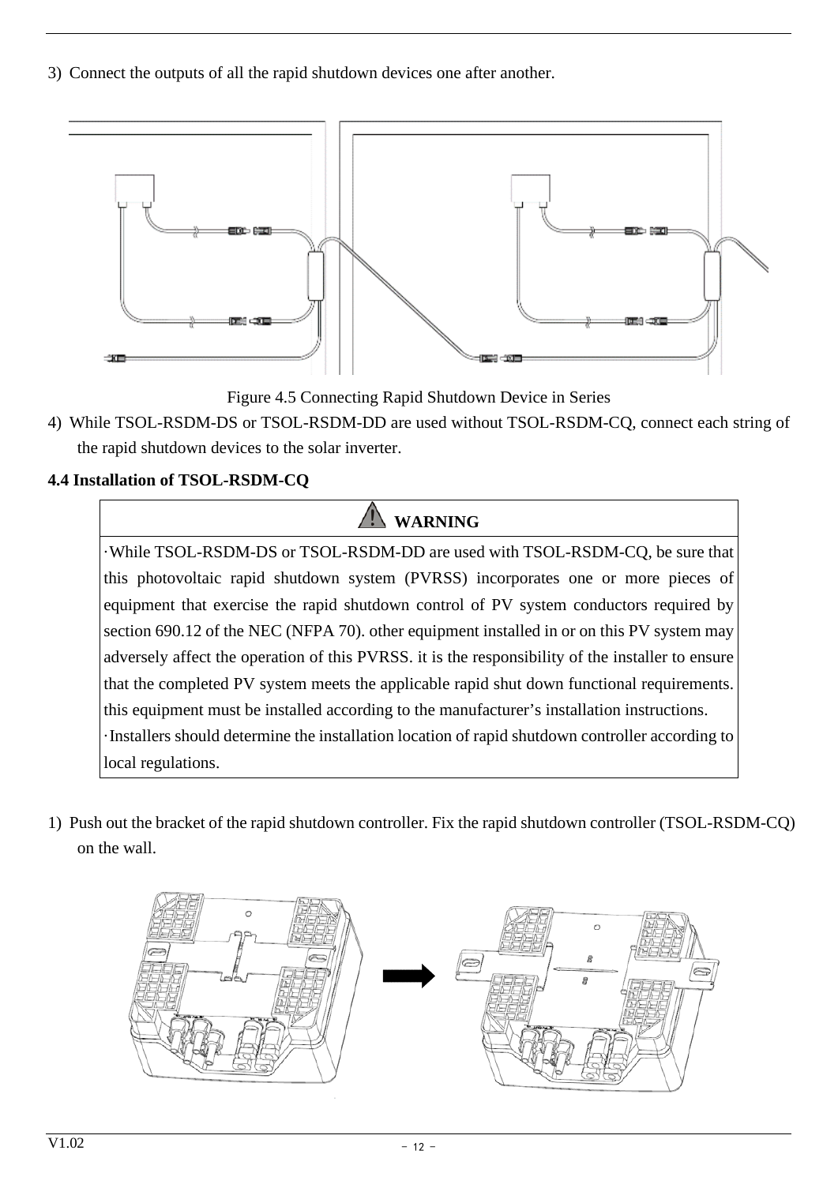3) Connect the outputs of all the rapid shutdown devices one after another.

Figure 4.5 Connecting Rapid Shutdown Device in Series

4) While TSOL-RSDM-DS or TSOL-RSDM-DD are used without TSOL-RSDM-CQ, connect each string of the rapid shutdown devices to the solar inverter.

**4.4 Installation of TSOL-RSDM-CQ**

| ⚠ **WARNING** |
| --- |
| ·While TSOL-RSDM-DS or TSOL-RSDM-DD are used with TSOL-RSDM-CQ, be sure that this photovoltaic rapid shutdown system (PVRSS) incorporates one or more pieces of equipment that exercise the rapid shutdown control of PV system conductors required by section 690.12 of the NEC (NFPA 70). other equipment installed in or on this PV system may adversely affect the operation of this PVRSS. it is the responsibility of the installer to ensure that the completed PV system meets the applicable rapid shut down functional requirements. this equipment must be installed according to the manufacturer's installation instructions.<br>·Installers should determine the installation location of rapid shutdown controller according to local regulations. |

1) Push out the bracket of the rapid shutdown controller. Fix the rapid shutdown controller (TSOL-RSDM-CQ) on the wall.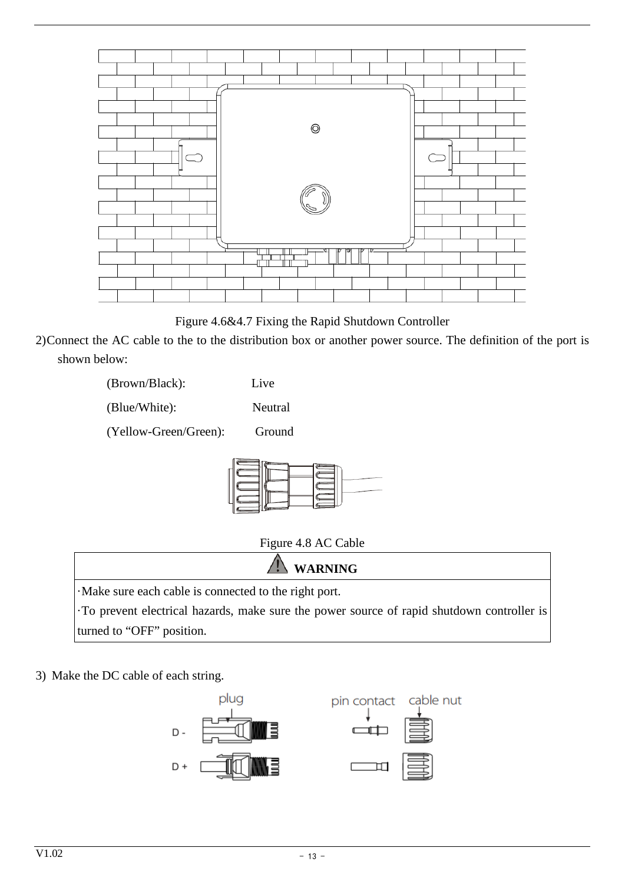Figure 4.6&4.7 Fixing the Rapid Shutdown Controller

2)Connect the AC cable to the to the distribution box or another power source. The definition of the port is shown below:

(Brown/Black): Live

(Blue/White): Neutral

(Yellow-Green/Green): Ground

Figure 4.8 AC Cable

| ⚠ **WARNING** |
| --- |
| ·Make sure each cable is connected to the right port.<br>·To prevent electrical hazards, make sure the power source of rapid shutdown controller is turned to “OFF” position. |

3) Make the DC cable of each string.

plug

pin contact

cable nut

D -

D +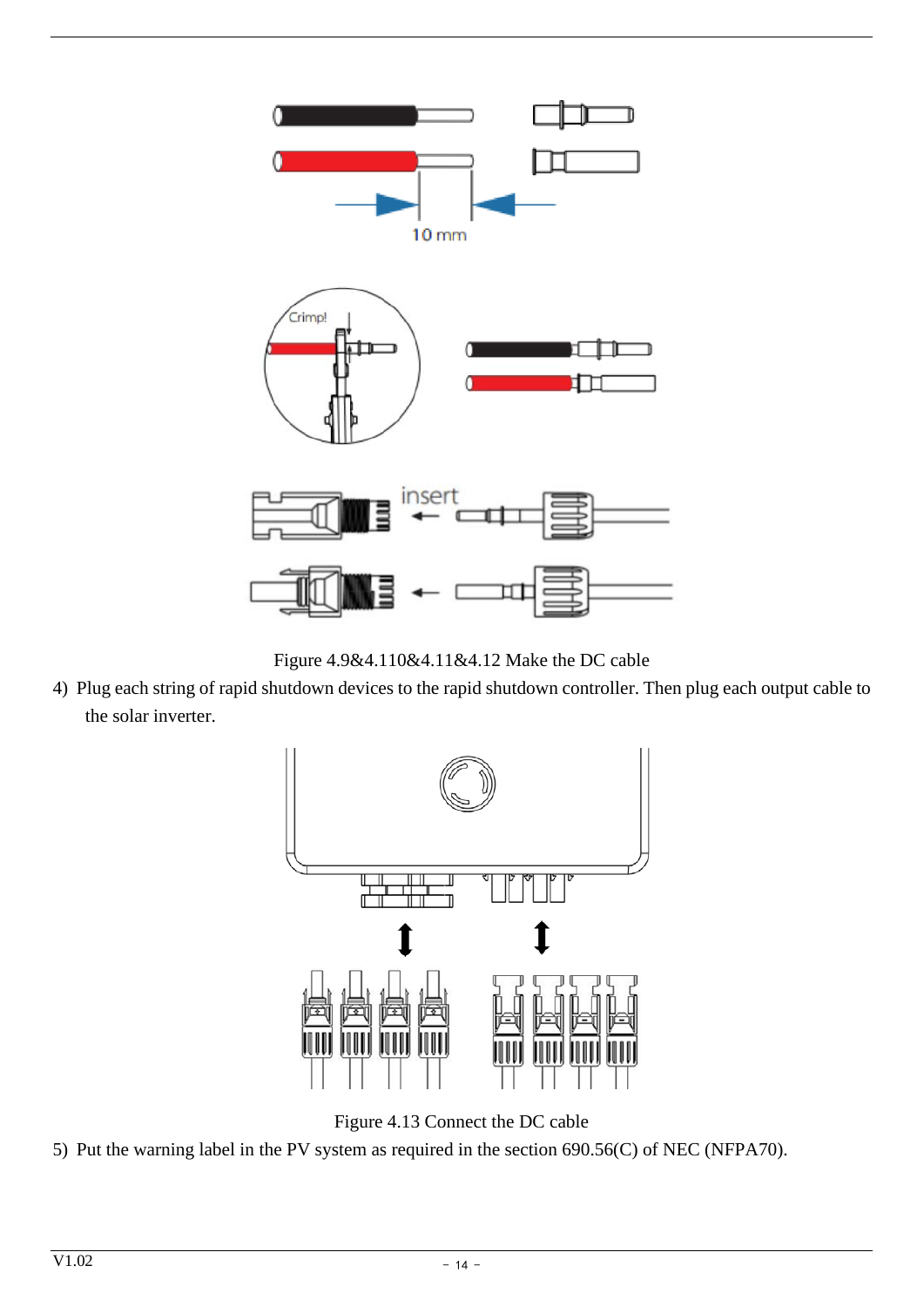Figure 4.9&4.110&4.11&4.12 Make the DC cable

4) Plug each string of rapid shutdown devices to the rapid shutdown controller. Then plug each output cable to the solar inverter.

Figure 4.13 Connect the DC cable

5) Put the warning label in the PV system as required in the section 690.56(C) of NEC (NFPA70).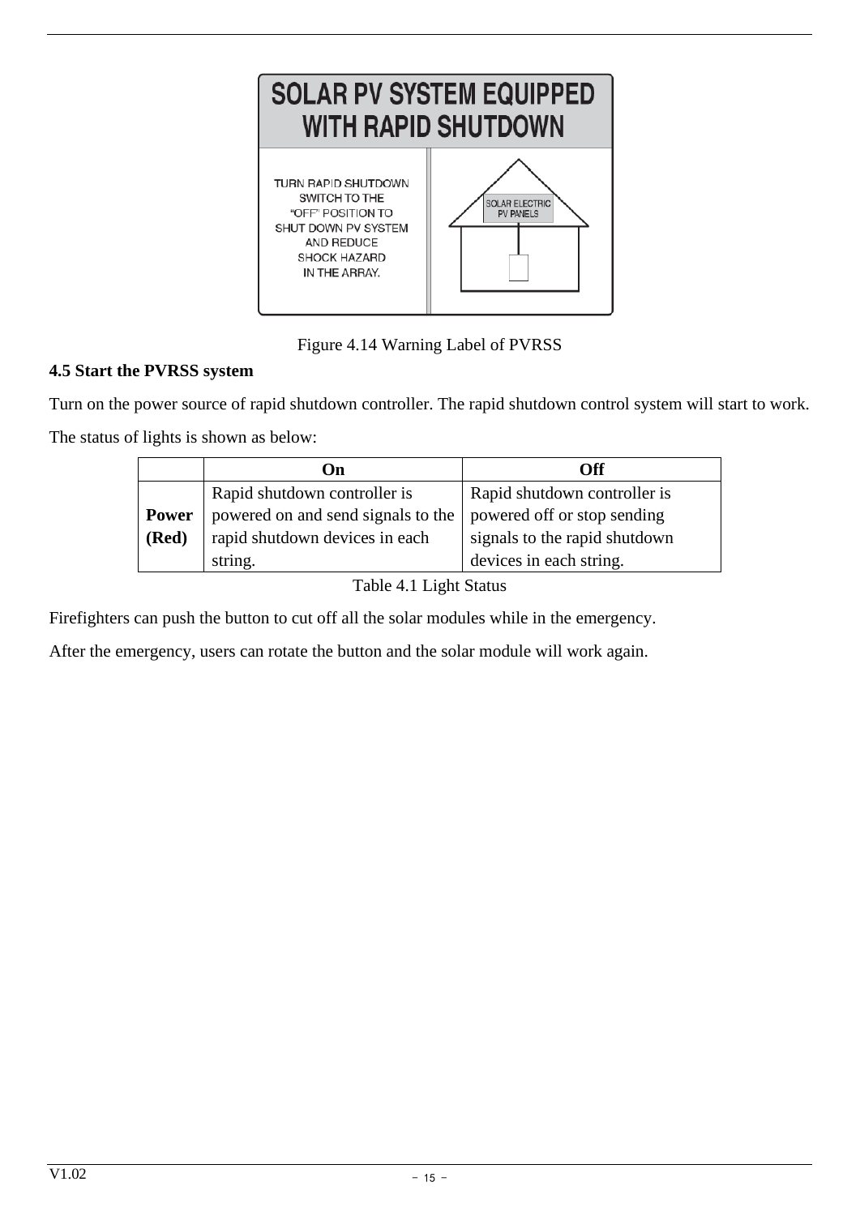Figure 4.14 Warning Label of PVRSS

**4.5 Start the PVRSS system**

Turn on the power source of rapid shutdown controller. The rapid shutdown control system will start to work.

The status of lights is shown as below:

| | **On** | **Off** |
|---|---|---|
| **Power (Red)** | Rapid shutdown controller is powered on and send signals to the rapid shutdown devices in each string. | Rapid shutdown controller is powered off or stop sending signals to the rapid shutdown devices in each string. |

Table 4.1 Light Status

Firefighters can push the button to cut off all the solar modules while in the emergency.

After the emergency, users can rotate the button and the solar module will work again.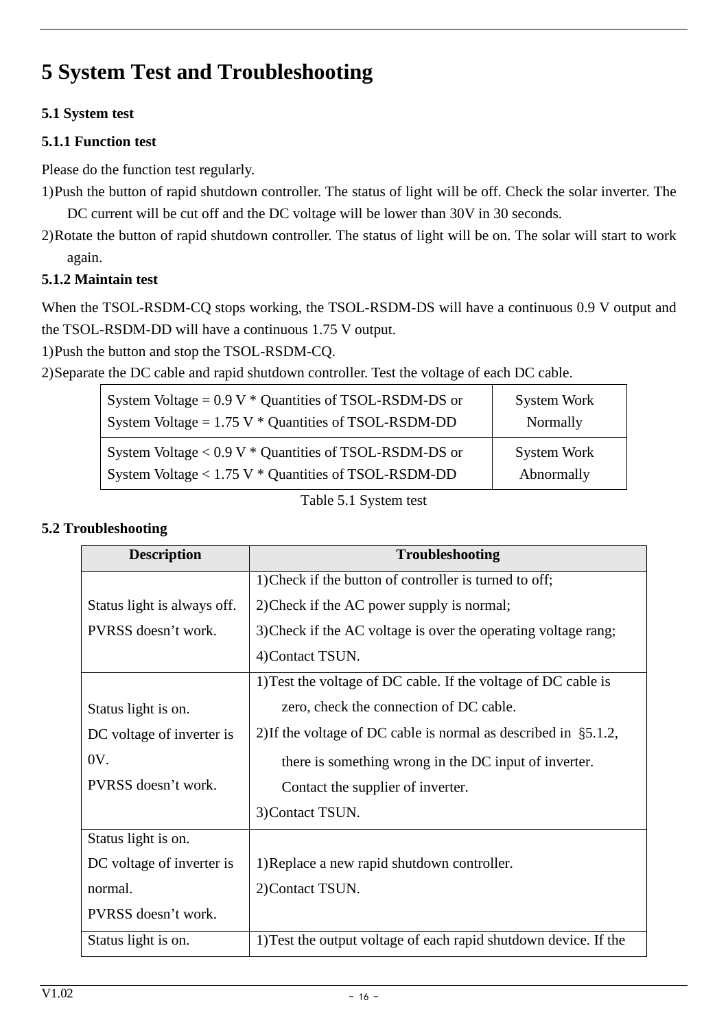# 5 System Test and Troubleshooting

## 5.1 System test

### 5.1.1 Function test

Please do the function test regularly.

1) Push the button of rapid shutdown controller. The status of light will be off. Check the solar inverter. The DC current will be cut off and the DC voltage will be lower than 30V in 30 seconds.
2) Rotate the button of rapid shutdown controller. The status of light will be on. The solar will start to work again.

### 5.1.2 Maintain test

When the TSOL-RSDM-CQ stops working, the TSOL-RSDM-DS will have a continuous 0.9 V output and the TSOL-RSDM-DD will have a continuous 1.75 V output.

1) Push the button and stop the TSOL-RSDM-CQ.
2) Separate the DC cable and rapid shutdown controller. Test the voltage of each DC cable.

| | |
|---|---|
| System Voltage = 0.9 V * Quantities of TSOL-RSDM-DS or<br>System Voltage = 1.75 V * Quantities of TSOL-RSDM-DD | System Work Normally |
| System Voltage < 0.9 V * Quantities of TSOL-RSDM-DS or<br>System Voltage < 1.75 V * Quantities of TSOL-RSDM-DD | System Work Abnormally |

Table 5.1 System test

## 5.2 Troubleshooting

| Description | Troubleshooting |
|---|---|
| Status light is always off.<br>PVRSS doesn't work. | 1)Check if the button of controller is turned to off;<br>2)Check if the AC power supply is normal;<br>3)Check if the AC voltage is over the operating voltage rang;<br>4)Contact TSUN. |
| Status light is on.<br>DC voltage of inverter is 0V.<br>PVRSS doesn't work. | 1)Test the voltage of DC cable. If the voltage of DC cable is zero, check the connection of DC cable.<br>2)If the voltage of DC cable is normal as described in §5.1.2, there is something wrong in the DC input of inverter. Contact the supplier of inverter.<br>3)Contact TSUN. |
| Status light is on.<br>DC voltage of inverter is normal.<br>PVRSS doesn't work. | 1)Replace a new rapid shutdown controller.<br>2)Contact TSUN. |
| Status light is on. | 1)Test the output voltage of each rapid shutdown device. If the |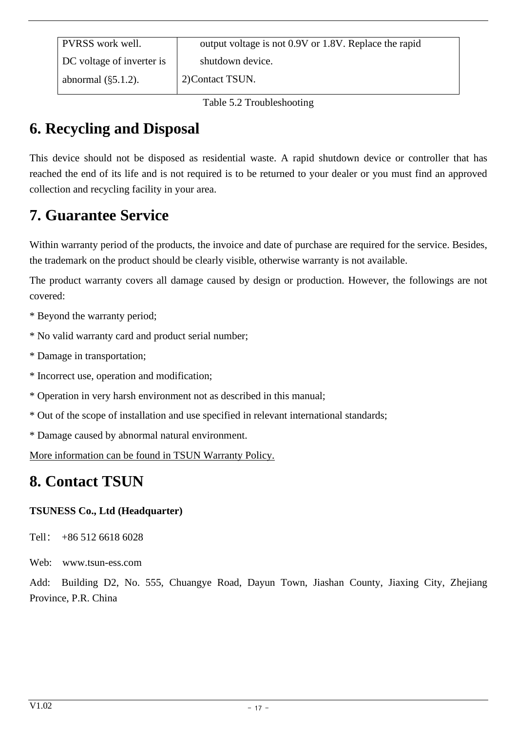| PVRSS work well. DC voltage of inverter is abnormal (§5.1.2). | output voltage is not 0.9V or 1.8V. Replace the rapid shutdown device. 2)Contact TSUN. |
|---|---|

Table 5.2 Troubleshooting

# 6. Recycling and Disposal

This device should not be disposed as residential waste. A rapid shutdown device or controller that has reached the end of its life and is not required is to be returned to your dealer or you must find an approved collection and recycling facility in your area.

# 7. Guarantee Service

Within warranty period of the products, the invoice and date of purchase are required for the service. Besides, the trademark on the product should be clearly visible, otherwise warranty is not available.

The product warranty covers all damage caused by design or production. However, the followings are not covered:

* Beyond the warranty period;
* No valid warranty card and product serial number;
* Damage in transportation;
* Incorrect use, operation and modification;
* Operation in very harsh environment not as described in this manual;
* Out of the scope of installation and use specified in relevant international standards;
* Damage caused by abnormal natural environment.

More information can be found in TSUN Warranty Policy.

# 8. Contact TSUN

**TSUNESS Co., Ltd (Headquarter)**

Tell： +86 512 6618 6028

Web: www.tsun-ess.com

Add: Building D2, No. 555, Chuangye Road, Dayun Town, Jiashan County, Jiaxing City, Zhejiang Province, P.R. China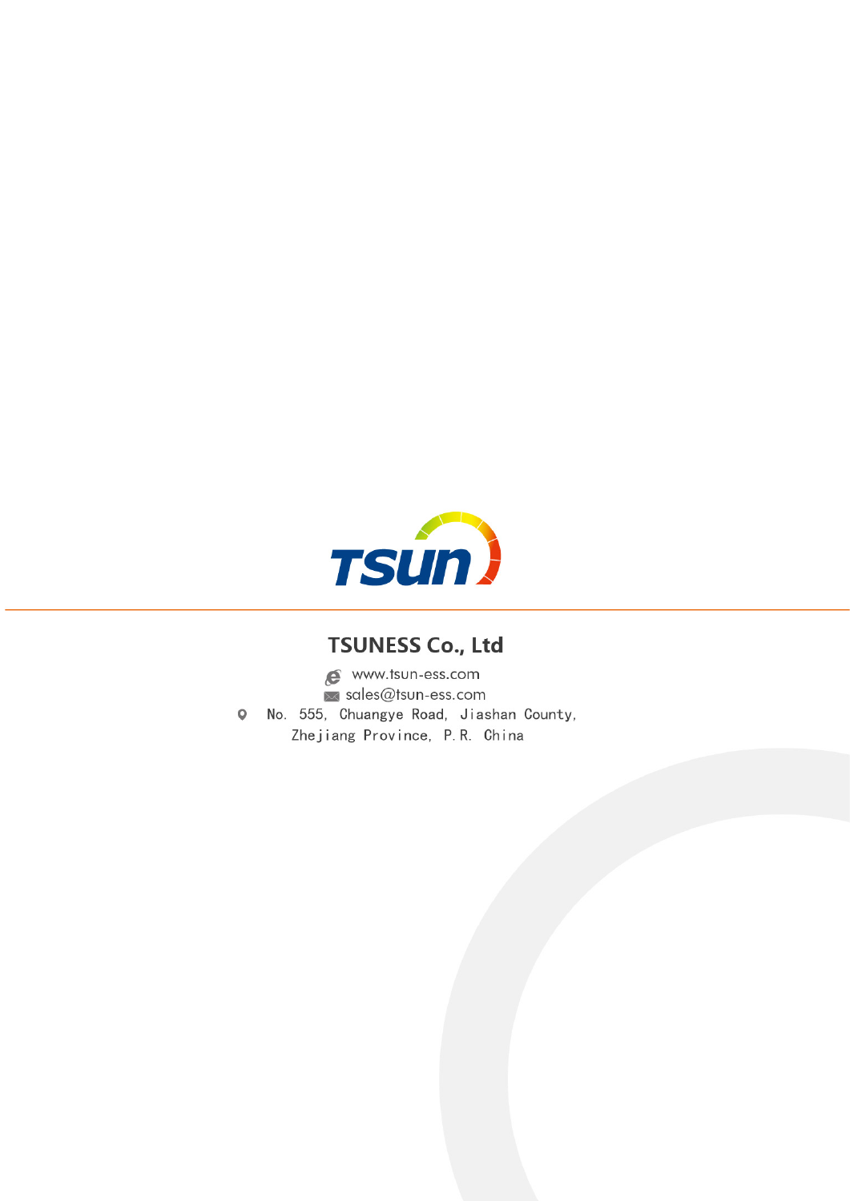TSUN

**TSUNESS Co., Ltd**

www.tsun-ess.com

sales@tsun-ess.com

No. 555, Chuangye Road, Jiashan County, Zhejiang Province, P.R. China